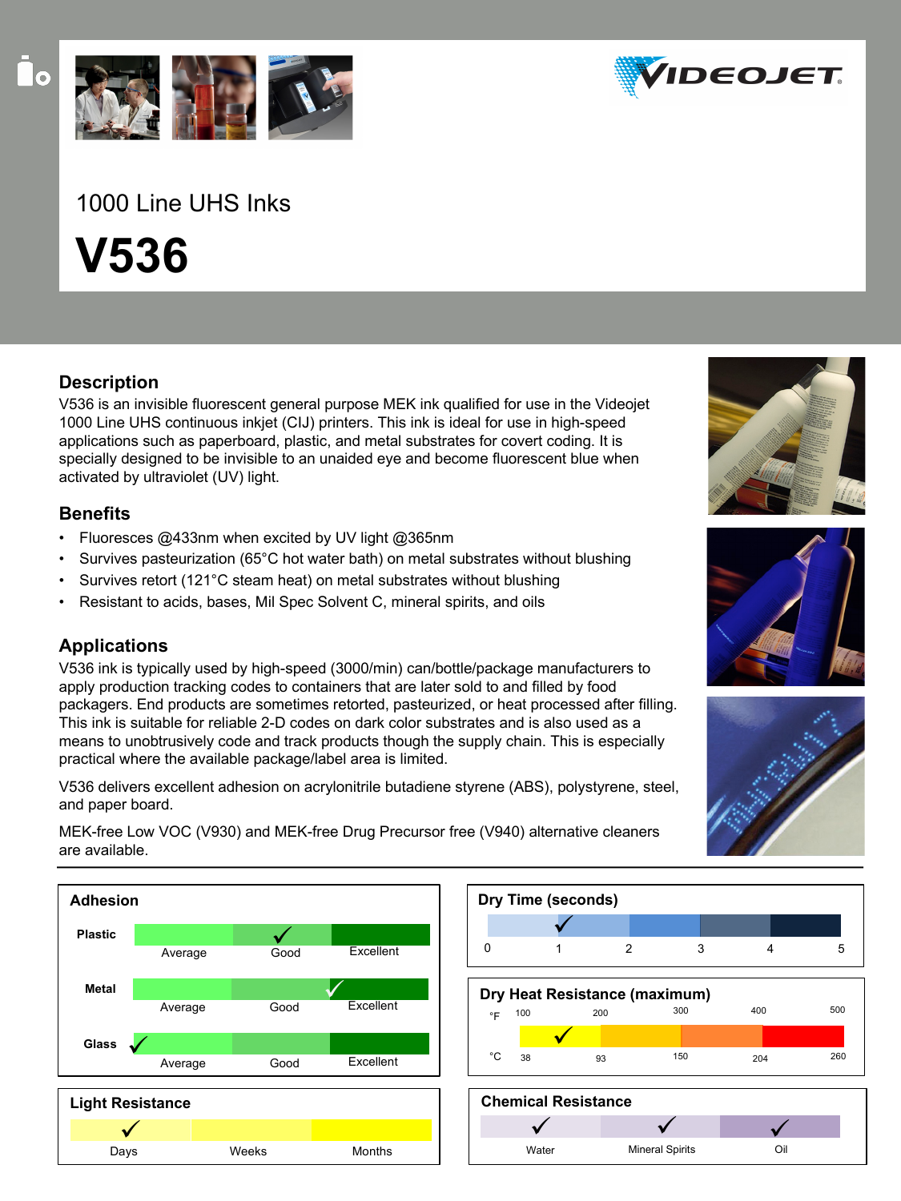# 1000 Line UHS Inks

# V536

## Description

V536 is an invisible fluorescent general purpose MEK ink qualified for use in the Videojet 1000 Line UHS continuous inkjet (CIJ) printers. This ink is ideal for use in high-speed applications such as paperboard, plastic, and metal substrates for covert coding. It is specially designed to be invisible to an unaided eye and become fluorescent blue when activated by ultraviolet (UV) light.

## Benefits

- Fluoresces @433nm when excited by UV light @365nm
- Survives pasteurization (65°C hot water bath) on metal substrates without blushing
- Survives retort (121°C steam heat) on metal substrates without blushing
- Resistant to acids, bases, Mil Spec Solvent C, mineral spirits, and oils

## Applications

V536 ink is typically used by high-speed (3000/min) can/bottle/package manufacturers to apply production tracking codes to containers that are later sold to and filled by food packagers. End products are sometimes retorted, pasteurized, or heat processed after filling. This ink is suitable for reliable 2-D codes on dark color substrates and is also used as a means to unobtrusively code and track products though the supply chain. This is especially practical where the available package/label area is limited.

V536 delivers excellent adhesion on acrylonitrile butadiene styrene (ABS), polystyrene, steel, and paper board.

MEK-free Low VOC (V930) and MEK-free Drug Precursor free (V940) alternative cleaners are available.

### Adhesion

| Substrate | Average | Good | Excellent |
|---|---|---|---|
| Plastic | | ✓ | |
| Metal | | | ✓ |
| Glass | ✓ | | |

### Dry Time (seconds)

| 0 | 1 | 2 | 3 | 4 | 5 |
|---|---|---|---|---|---|
| | ✓ | | | | |

### Dry Heat Resistance (maximum)

| °F | 100 | 200 | 300 | 400 | 500 |
|---|---|---|---|---|---|
| °C | 38 | 93 | 150 | 204 | 260 |
| | ✓ (between 100 and 200 °F / 38 and 93 °C) | | | | |

### Light Resistance

| Days | Weeks | Months |
|---|---|---|
| ✓ | | |

### Chemical Resistance

| Water | Mineral Spirits | Oil |
|---|---|---|
| ✓ | ✓ | ✓ |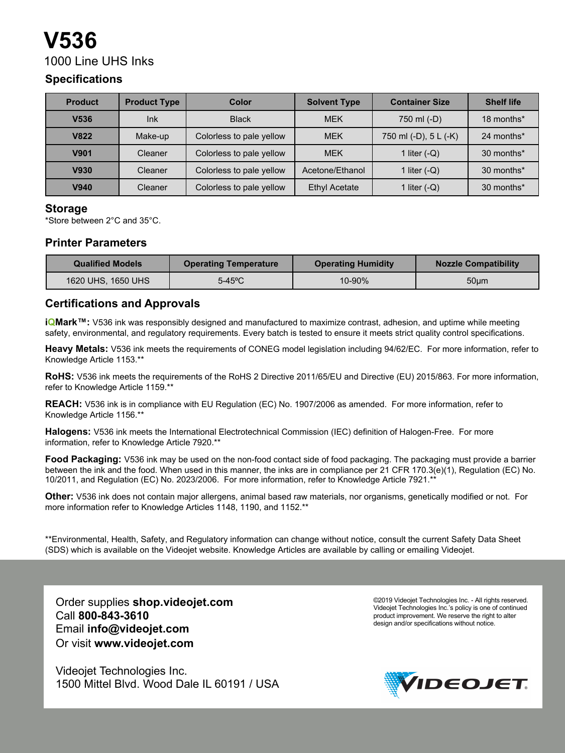# V536

1000 Line UHS Inks

## Specifications

| Product | Product Type | Color | Solvent Type | Container Size | Shelf life |
|---|---|---|---|---|---|
| **V536** | Ink | Black | MEK | 750 ml (-D) | 18 months* |
| **V822** | Make-up | Colorless to pale yellow | MEK | 750 ml (-D), 5 L (-K) | 24 months* |
| **V901** | Cleaner | Colorless to pale yellow | MEK | 1 liter (-Q) | 30 months* |
| **V930** | Cleaner | Colorless to pale yellow | Acetone/Ethanol | 1 liter (-Q) | 30 months* |
| **V940** | Cleaner | Colorless to pale yellow | Ethyl Acetate | 1 liter (-Q) | 30 months* |

## Storage

*Store between 2°C and 35°C.

## Printer Parameters

| Qualified Models | Operating Temperature | Operating Humidity | Nozzle Compatibility |
|---|---|---|---|
| 1620 UHS, 1650 UHS | 5-45ºC | 10-90% | 50µm |

## Certifications and Approvals

**iQMark™:** V536 ink was responsibly designed and manufactured to maximize contrast, adhesion, and uptime while meeting safety, environmental, and regulatory requirements. Every batch is tested to ensure it meets strict quality control specifications.

**Heavy Metals:** V536 ink meets the requirements of CONEG model legislation including 94/62/EC. For more information, refer to Knowledge Article 1153.**

**RoHS:** V536 ink meets the requirements of the RoHS 2 Directive 2011/65/EU and Directive (EU) 2015/863. For more information, refer to Knowledge Article 1159.**

**REACH:** V536 ink is in compliance with EU Regulation (EC) No. 1907/2006 as amended. For more information, refer to Knowledge Article 1156.**

**Halogens:** V536 ink meets the International Electrotechnical Commission (IEC) definition of Halogen-Free. For more information, refer to Knowledge Article 7920.**

**Food Packaging:** V536 ink may be used on the non-food contact side of food packaging. The packaging must provide a barrier between the ink and the food. When used in this manner, the inks are in compliance per 21 CFR 170.3(e)(1), Regulation (EC) No. 10/2011, and Regulation (EC) No. 2023/2006. For more information, refer to Knowledge Article 7921.**

**Other:** V536 ink does not contain major allergens, animal based raw materials, nor organisms, genetically modified or not. For more information refer to Knowledge Articles 1148, 1190, and 1152.**

**Environmental, Health, Safety, and Regulatory information can change without notice, consult the current Safety Data Sheet (SDS) which is available on the Videojet website. Knowledge Articles are available by calling or emailing Videojet.

Order supplies **shop.videojet.com**
Call **800-843-3610**
Email **info@videojet.com**
Or visit **www.videojet.com**

Videojet Technologies Inc.
1500 Mittel Blvd. Wood Dale IL 60191 / USA

©2019 Videojet Technologies Inc. - All rights reserved.
Videojet Technologies Inc.'s policy is one of continued product improvement. We reserve the right to alter design and/or specifications without notice.

VIDEOJET